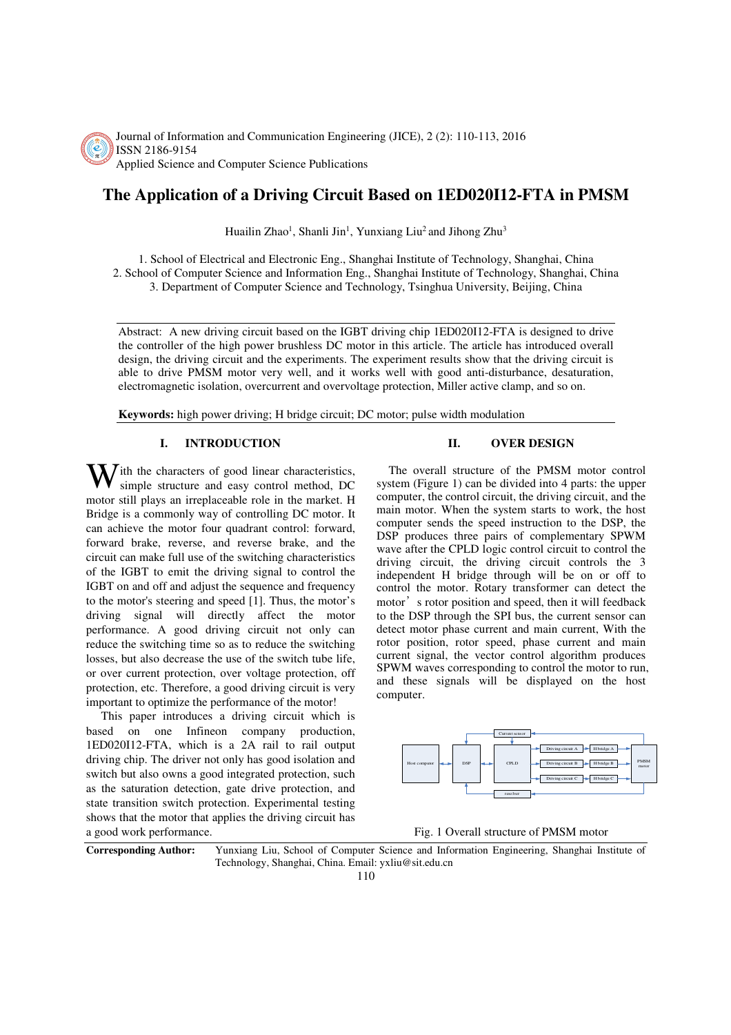Journal of Information and Communication Engineering (JICE), 2 (2): 110-113, 2016
ISSN 2186-9154
Applied Science and Computer Science Publications

# The Application of a Driving Circuit Based on 1ED020I12-FTA in PMSM

Huailin Zhao[1], Shanli Jin[1], Yunxiang Liu[2] and Jihong Zhu[3]

1. School of Electrical and Electronic Eng., Shanghai Institute of Technology, Shanghai, China
2. School of Computer Science and Information Eng., Shanghai Institute of Technology, Shanghai, China
3. Department of Computer Science and Technology, Tsinghua University, Beijing, China

Abstract: A new driving circuit based on the IGBT driving chip 1ED020I12-FTA is designed to drive the controller of the high power brushless DC motor in this article. The article has introduced overall design, the driving circuit and the experiments. The experiment results show that the driving circuit is able to drive PMSM motor very well, and it works well with good anti-disturbance, desaturation, electromagnetic isolation, overcurrent and overvoltage protection, Miller active clamp, and so on.

**Keywords:** high power driving; H bridge circuit; DC motor; pulse width modulation

## I. INTRODUCTION

With the characters of good linear characteristics, simple structure and easy control method, DC motor still plays an irreplaceable role in the market. H Bridge is a commonly way of controlling DC motor. It can achieve the motor four quadrant control: forward, forward brake, reverse, and reverse brake, and the circuit can make full use of the switching characteristics of the IGBT to emit the driving signal to control the IGBT on and off and adjust the sequence and frequency to the motor's steering and speed [1]. Thus, the motor's driving signal will directly affect the motor performance. A good driving circuit not only can reduce the switching time so as to reduce the switching losses, but also decrease the use of the switch tube life, or over current protection, over voltage protection, off protection, etc. Therefore, a good driving circuit is very important to optimize the performance of the motor!

This paper introduces a driving circuit which is based on one Infineon company production, 1ED020I12-FTA, which is a 2A rail to rail output driving chip. The driver not only has good isolation and switch but also owns a good integrated protection, such as the saturation detection, gate drive protection, and state transition switch protection. Experimental testing shows that the motor that applies the driving circuit has a good work performance.

## II. OVER DESIGN

The overall structure of the PMSM motor control system (Figure 1) can be divided into 4 parts: the upper computer, the control circuit, the driving circuit, and the main motor. When the system starts to work, the host computer sends the speed instruction to the DSP, the DSP produces three pairs of complementary SPWM wave after the CPLD logic control circuit to control the driving circuit, the driving circuit controls the 3 independent H bridge through will be on or off to control the motor. Rotary transformer can detect the motor's rotor position and speed, then it will feedback to the DSP through the SPI bus, the current sensor can detect motor phase current and main current, With the rotor position, rotor speed, phase current and main current signal, the vector control algorithm produces SPWM waves corresponding to control the motor to run, and these signals will be displayed on the host computer.

Fig. 1 Overall structure of PMSM motor

**Corresponding Author:** Yunxiang Liu, School of Computer Science and Information Engineering, Shanghai Institute of Technology, Shanghai, China. Email: yxliu@sit.edu.cn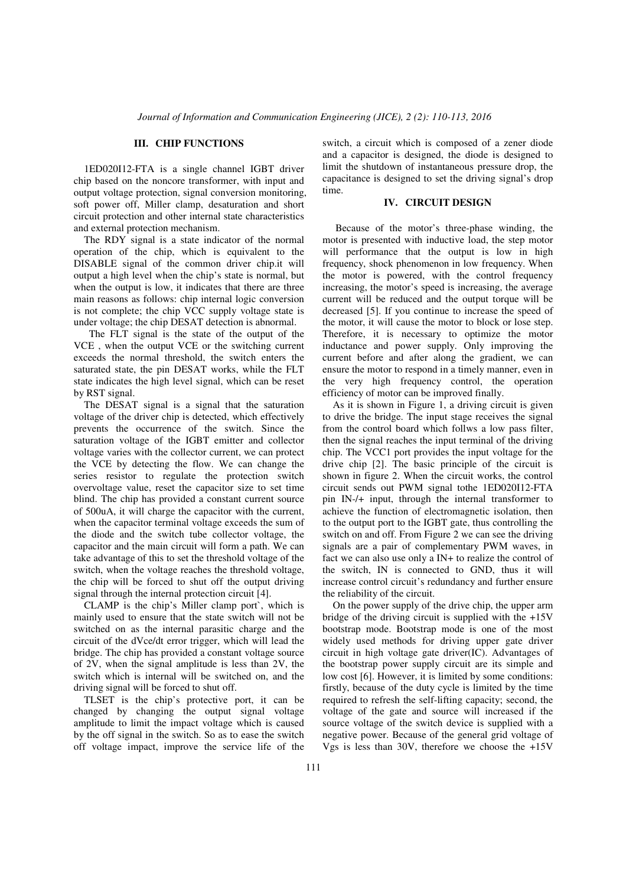## III. CHIP FUNCTIONS

1ED020I12-FTA is a single channel IGBT driver chip based on the noncore transformer, with input and output voltage protection, signal conversion monitoring, soft power off, Miller clamp, desaturation and short circuit protection and other internal state characteristics and external protection mechanism.

The RDY signal is a state indicator of the normal operation of the chip, which is equivalent to the DISABLE signal of the common driver chip.it will output a high level when the chip's state is normal, but when the output is low, it indicates that there are three main reasons as follows: chip internal logic conversion is not complete; the chip VCC supply voltage state is under voltage; the chip DESAT detection is abnormal.

The FLT signal is the state of the output of the VCE , when the output VCE or the switching current exceeds the normal threshold, the switch enters the saturated state, the pin DESAT works, while the FLT state indicates the high level signal, which can be reset by RST signal.

The DESAT signal is a signal that the saturation voltage of the driver chip is detected, which effectively prevents the occurrence of the switch. Since the saturation voltage of the IGBT emitter and collector voltage varies with the collector current, we can protect the VCE by detecting the flow. We can change the series resistor to regulate the protection switch overvoltage value, reset the capacitor size to set time blind. The chip has provided a constant current source of 500uA, it will charge the capacitor with the current, when the capacitor terminal voltage exceeds the sum of the diode and the switch tube collector voltage, the capacitor and the main circuit will form a path. We can take advantage of this to set the threshold voltage of the switch, when the voltage reaches the threshold voltage, the chip will be forced to shut off the output driving signal through the internal protection circuit [4].

CLAMP is the chip's Miller clamp port`, which is mainly used to ensure that the state switch will not be switched on as the internal parasitic charge and the circuit of the dVce/dt error trigger, which will lead the bridge. The chip has provided a constant voltage source of 2V, when the signal amplitude is less than 2V, the switch which is internal will be switched on, and the driving signal will be forced to shut off.

TLSET is the chip's protective port, it can be changed by changing the output signal voltage amplitude to limit the impact voltage which is caused by the off signal in the switch. So as to ease the switch off voltage impact, improve the service life of the switch, a circuit which is composed of a zener diode and a capacitor is designed, the diode is designed to limit the shutdown of instantaneous pressure drop, the capacitance is designed to set the driving signal's drop time.

## IV. CIRCUIT DESIGN

Because of the motor's three-phase winding, the motor is presented with inductive load, the step motor will performance that the output is low in high frequency, shock phenomenon in low frequency. When the motor is powered, with the control frequency increasing, the motor's speed is increasing, the average current will be reduced and the output torque will be decreased [5]. If you continue to increase the speed of the motor, it will cause the motor to block or lose step. Therefore, it is necessary to optimize the motor inductance and power supply. Only improving the current before and after along the gradient, we can ensure the motor to respond in a timely manner, even in the very high frequency control, the operation efficiency of motor can be improved finally.

As it is shown in Figure 1, a driving circuit is given to drive the bridge. The input stage receives the signal from the control board which follws a low pass filter, then the signal reaches the input terminal of the driving chip. The VCC1 port provides the input voltage for the drive chip [2]. The basic principle of the circuit is shown in figure 2. When the circuit works, the control circuit sends out PWM signal tothe 1ED020I12-FTA pin IN-/+ input, through the internal transformer to achieve the function of electromagnetic isolation, then to the output port to the IGBT gate, thus controlling the switch on and off. From Figure 2 we can see the driving signals are a pair of complementary PWM waves, in fact we can also use only a IN+ to realize the control of the switch, IN is connected to GND, thus it will increase control circuit's redundancy and further ensure the reliability of the circuit.

On the power supply of the drive chip, the upper arm bridge of the driving circuit is supplied with the +15V bootstrap mode. Bootstrap mode is one of the most widely used methods for driving upper gate driver circuit in high voltage gate driver(IC). Advantages of the bootstrap power supply circuit are its simple and low cost [6]. However, it is limited by some conditions: firstly, because of the duty cycle is limited by the time required to refresh the self-lifting capacity; second, the voltage of the gate and source will increased if the source voltage of the switch device is supplied with a negative power. Because of the general grid voltage of Vgs is less than 30V, therefore we choose the +15V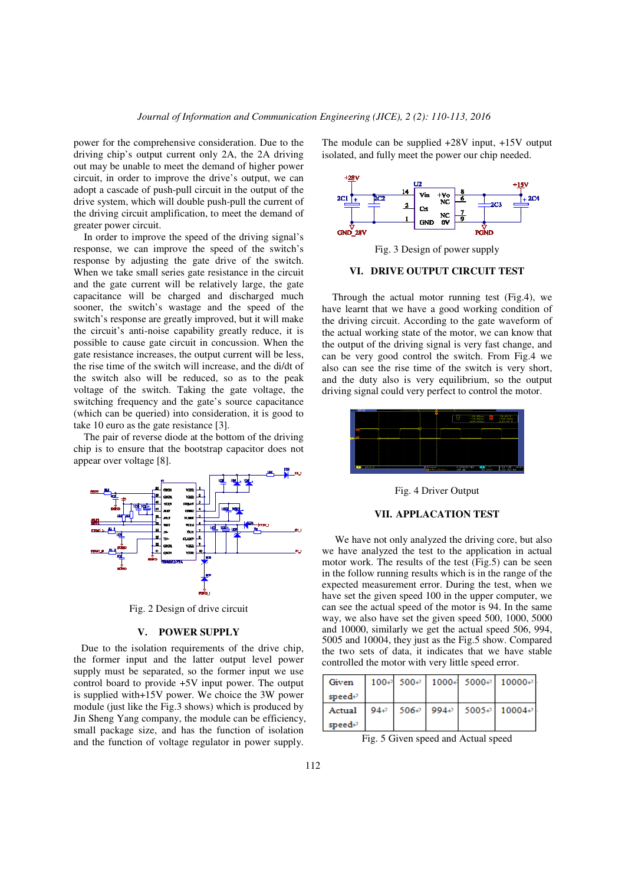power for the comprehensive consideration. Due to the driving chip's output current only 2A, the 2A driving out may be unable to meet the demand of higher power circuit, in order to improve the drive's output, we can adopt a cascade of push-pull circuit in the output of the drive system, which will double push-pull the current of the driving circuit amplification, to meet the demand of greater power circuit.

In order to improve the speed of the driving signal's response, we can improve the speed of the switch's response by adjusting the gate drive of the switch. When we take small series gate resistance in the circuit and the gate current will be relatively large, the gate capacitance will be charged and discharged much sooner, the switch's wastage and the speed of the switch's response are greatly improved, but it will make the circuit's anti-noise capability greatly reduce, it is possible to cause gate circuit in concussion. When the gate resistance increases, the output current will be less, the rise time of the switch will increase, and the di/dt of the switch also will be reduced, so as to the peak voltage of the switch. Taking the gate voltage, the switching frequency and the gate's source capacitance (which can be queried) into consideration, it is good to take 10 euro as the gate resistance [3].

The pair of reverse diode at the bottom of the driving chip is to ensure that the bootstrap capacitor does not appear over voltage [8].

Fig. 2 Design of drive circuit

## V. POWER SUPPLY

Due to the isolation requirements of the drive chip, the former input and the latter output level power supply must be separated, so the former input we use control board to provide +5V input power. The output is supplied with+15V power. We choice the 3W power module (just like the Fig.3 shows) which is produced by Jin Sheng Yang company, the module can be efficiency, small package size, and has the function of isolation and the function of voltage regulator in power supply. The module can be supplied +28V input, +15V output isolated, and fully meet the power our chip needed.

Fig. 3 Design of power supply

## VI. DRIVE OUTPUT CIRCUIT TEST

Through the actual motor running test (Fig.4), we have learnt that we have a good working condition of the driving circuit. According to the gate waveform of the actual working state of the motor, we can know that the output of the driving signal is very fast change, and can be very good control the switch. From Fig.4 we also can see the rise time of the switch is very short, and the duty also is very equilibrium, so the output driving signal could very perfect to control the motor.

Fig. 4 Driver Output

## VII. APPLACATION TEST

We have not only analyzed the driving core, but also we have analyzed the test to the application in actual motor work. The results of the test (Fig.5) can be seen in the follow running results which is in the range of the expected measurement error. During the test, when we have set the given speed 100 in the upper computer, we can see the actual speed of the motor is 94. In the same way, we also have set the given speed 500, 1000, 5000 and 10000, similarly we get the actual speed 506, 994, 5005 and 10004, they just as the Fig.5 show. Compared the two sets of data, it indicates that we have stable controlled the motor with very little speed error.

| Given speed | 100 | 500 | 1000 | 5000 | 10000 |
|---|---|---|---|---|---|
| Actual speed | 94 | 506 | 994 | 5005 | 10004 |

Fig. 5 Given speed and Actual speed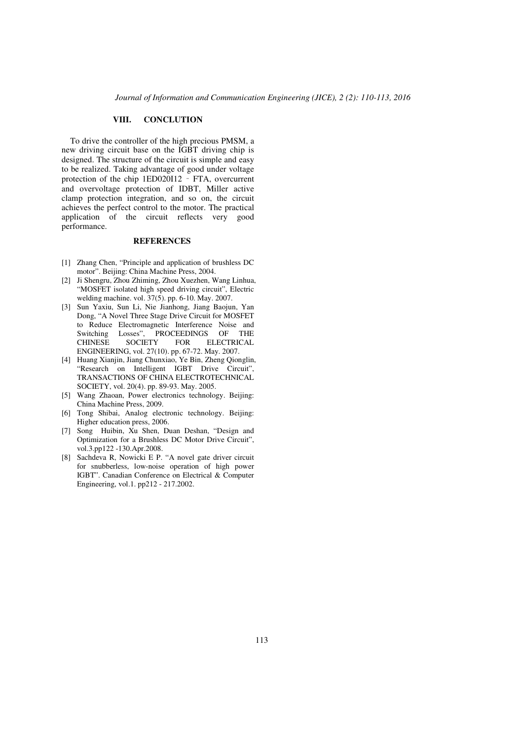## VIII. CONCLUTION

To drive the controller of the high precious PMSM, a new driving circuit base on the IGBT driving chip is designed. The structure of the circuit is simple and easy to be realized. Taking advantage of good under voltage protection of the chip 1ED020I12 – FTA, overcurrent and overvoltage protection of IDBT, Miller active clamp protection integration, and so on, the circuit achieves the perfect control to the motor. The practical application of the circuit reflects very good performance.

## REFERENCES

[1] Zhang Chen, "Principle and application of brushless DC motor". Beijing: China Machine Press, 2004.

[2] Ji Shengru, Zhou Zhiming, Zhou Xuezhen, Wang Linhua, "MOSFET isolated high speed driving circuit", Electric welding machine. vol. 37(5). pp. 6-10. May. 2007.

[3] Sun Yaxiu, Sun Li, Nie Jianhong, Jiang Baojun, Yan Dong, "A Novel Three Stage Drive Circuit for MOSFET to Reduce Electromagnetic Interference Noise and Switching Losses", PROCEEDINGS OF THE CHINESE SOCIETY FOR ELECTRICAL ENGINEERING, vol. 27(10). pp. 67-72. May. 2007.

[4] Huang Xianjin, Jiang Chunxiao, Ye Bin, Zheng Qionglin, "Research on Intelligent IGBT Drive Circuit", TRANSACTIONS OF CHINA ELECTROTECHNICAL SOCIETY, vol. 20(4). pp. 89-93. May. 2005.

[5] Wang Zhaoan, Power electronics technology. Beijing: China Machine Press, 2009.

[6] Tong Shibai, Analog electronic technology. Beijing: Higher education press, 2006.

[7] Song Huibin, Xu Shen, Duan Deshan, "Design and Optimization for a Brushless DC Motor Drive Circuit", vol.3.pp122 -130.Apr.2008.

[8] Sachdeva R, Nowicki E P. "A novel gate driver circuit for snubberless, low-noise operation of high power IGBT". Canadian Conference on Electrical & Computer Engineering, vol.1. pp212 - 217.2002.